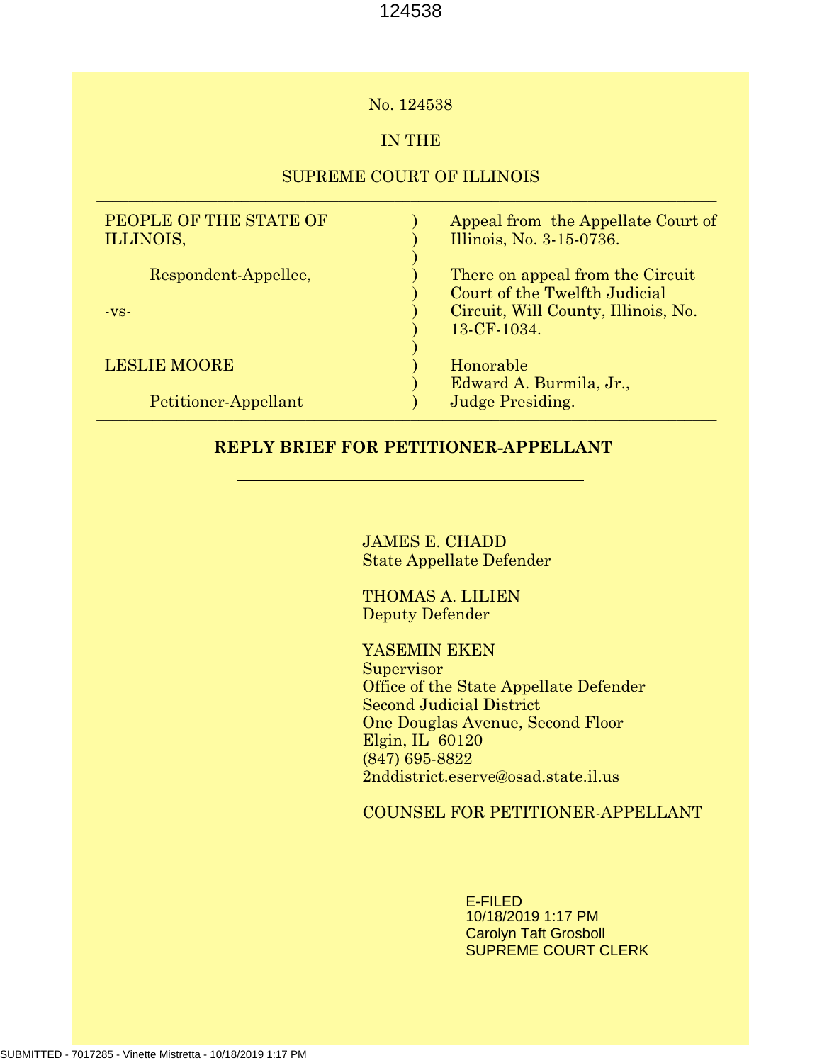No. 124538

IN THE

SUPREME COURT OF ILLINOIS

| | | |
|---|---|---|
| PEOPLE OF THE STATE OF ILLINOIS, | ) | Appeal from the Appellate Court of Illinois, No. 3-15-0736. |
| Respondent-Appellee, | ) | There on appeal from the Circuit Court of the Twelfth Judicial Circuit, Will County, Illinois, No. 13-CF-1034. |
| -vs- | ) | |
| LESLIE MOORE | ) | Honorable Edward A. Burmila, Jr., |
| Petitioner-Appellant | ) | Judge Presiding. |

**REPLY BRIEF FOR PETITIONER-APPELLANT**

JAMES E. CHADD
State Appellate Defender

THOMAS A. LILIEN
Deputy Defender

YASEMIN EKEN
Supervisor
Office of the State Appellate Defender
Second Judicial District
One Douglas Avenue, Second Floor
Elgin, IL 60120
(847) 695-8822
2nddistrict.eserve@osad.state.il.us

COUNSEL FOR PETITIONER-APPELLANT

E-FILED
10/18/2019 1:17 PM
Carolyn Taft Grosboll
SUPREME COURT CLERK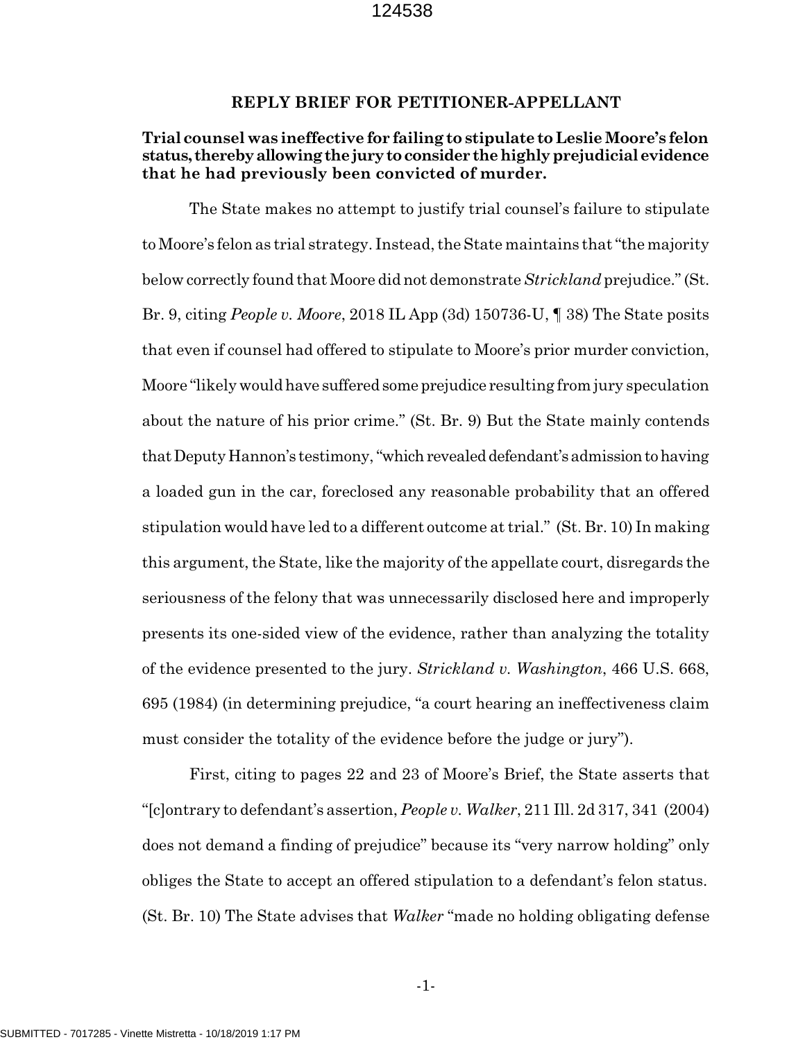## REPLY BRIEF FOR PETITIONER-APPELLANT

**Trial counsel was ineffective for failing to stipulate to Leslie Moore's felon status, thereby allowing the jury to consider the highly prejudicial evidence that he had previously been convicted of murder.**

The State makes no attempt to justify trial counsel's failure to stipulate to Moore's felon as trial strategy. Instead, the State maintains that "the majority below correctly found that Moore did not demonstrate *Strickland* prejudice." (St. Br. 9, citing *People v. Moore*, 2018 IL App (3d) 150736-U, ¶ 38) The State posits that even if counsel had offered to stipulate to Moore's prior murder conviction, Moore "likely would have suffered some prejudice resulting from jury speculation about the nature of his prior crime." (St. Br. 9) But the State mainly contends that Deputy Hannon's testimony, "which revealed defendant's admission to having a loaded gun in the car, foreclosed any reasonable probability that an offered stipulation would have led to a different outcome at trial." (St. Br. 10) In making this argument, the State, like the majority of the appellate court, disregards the seriousness of the felony that was unnecessarily disclosed here and improperly presents its one-sided view of the evidence, rather than analyzing the totality of the evidence presented to the jury. *Strickland v. Washington*, 466 U.S. 668, 695 (1984) (in determining prejudice, "a court hearing an ineffectiveness claim must consider the totality of the evidence before the judge or jury").

First, citing to pages 22 and 23 of Moore's Brief, the State asserts that "[c]ontrary to defendant's assertion, *People v. Walker*, 211 Ill. 2d 317, 341 (2004) does not demand a finding of prejudice" because its "very narrow holding" only obliges the State to accept an offered stipulation to a defendant's felon status. (St. Br. 10) The State advises that *Walker* "made no holding obligating defense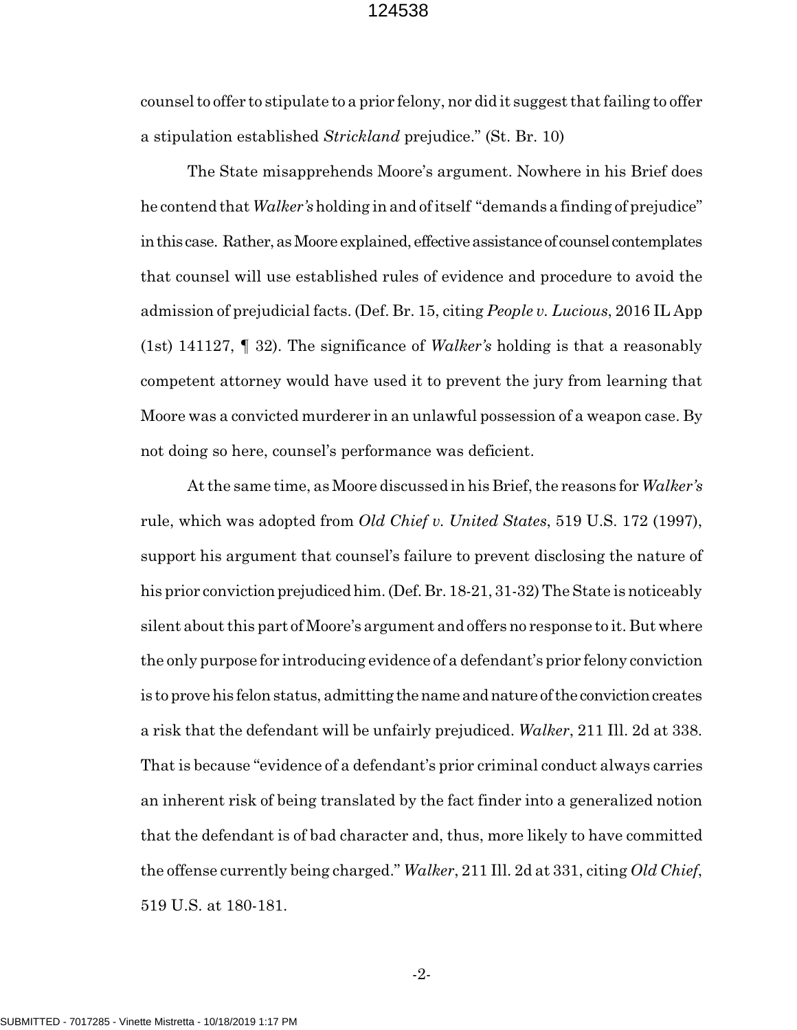counsel to offer to stipulate to a prior felony, nor did it suggest that failing to offer a stipulation established *Strickland* prejudice." (St. Br. 10)

The State misapprehends Moore's argument. Nowhere in his Brief does he contend that *Walker's* holding in and of itself "demands a finding of prejudice" in this case. Rather, as Moore explained, effective assistance of counsel contemplates that counsel will use established rules of evidence and procedure to avoid the admission of prejudicial facts. (Def. Br. 15, citing *People v. Lucious*, 2016 IL App (1st) 141127, ¶ 32). The significance of *Walker's* holding is that a reasonably competent attorney would have used it to prevent the jury from learning that Moore was a convicted murderer in an unlawful possession of a weapon case. By not doing so here, counsel's performance was deficient.

At the same time, as Moore discussed in his Brief, the reasons for *Walker's* rule, which was adopted from *Old Chief v. United States*, 519 U.S. 172 (1997), support his argument that counsel's failure to prevent disclosing the nature of his prior conviction prejudiced him. (Def. Br. 18-21, 31-32) The State is noticeably silent about this part of Moore's argument and offers no response to it. But where the only purpose for introducing evidence of a defendant's prior felony conviction is to prove his felon status, admitting the name and nature of the conviction creates a risk that the defendant will be unfairly prejudiced. *Walker*, 211 Ill. 2d at 338. That is because "evidence of a defendant's prior criminal conduct always carries an inherent risk of being translated by the fact finder into a generalized notion that the defendant is of bad character and, thus, more likely to have committed the offense currently being charged." *Walker*, 211 Ill. 2d at 331, citing *Old Chief*, 519 U.S. at 180-181.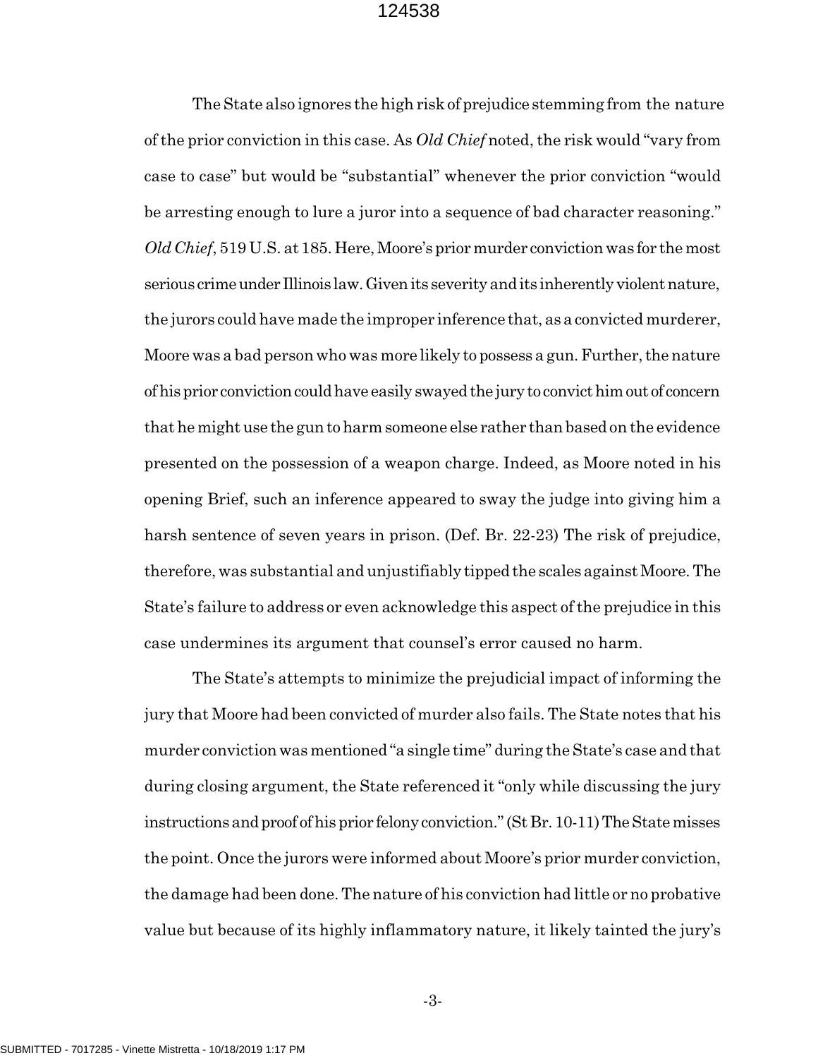The State also ignores the high risk of prejudice stemming from the nature of the prior conviction in this case. As *Old Chief* noted, the risk would "vary from case to case" but would be "substantial" whenever the prior conviction "would be arresting enough to lure a juror into a sequence of bad character reasoning." *Old Chief*, 519 U.S. at 185. Here, Moore's prior murder conviction was for the most serious crime under Illinois law. Given its severity and its inherently violent nature, the jurors could have made the improper inference that, as a convicted murderer, Moore was a bad person who was more likely to possess a gun. Further, the nature of his prior conviction could have easily swayed the jury to convict him out of concern that he might use the gun to harm someone else rather than based on the evidence presented on the possession of a weapon charge. Indeed, as Moore noted in his opening Brief, such an inference appeared to sway the judge into giving him a harsh sentence of seven years in prison. (Def. Br. 22-23) The risk of prejudice, therefore, was substantial and unjustifiably tipped the scales against Moore. The State's failure to address or even acknowledge this aspect of the prejudice in this case undermines its argument that counsel's error caused no harm.

The State's attempts to minimize the prejudicial impact of informing the jury that Moore had been convicted of murder also fails. The State notes that his murder conviction was mentioned "a single time" during the State's case and that during closing argument, the State referenced it "only while discussing the jury instructions and proof of his prior felony conviction." (St Br. 10-11) The State misses the point. Once the jurors were informed about Moore's prior murder conviction, the damage had been done. The nature of his conviction had little or no probative value but because of its highly inflammatory nature, it likely tainted the jury's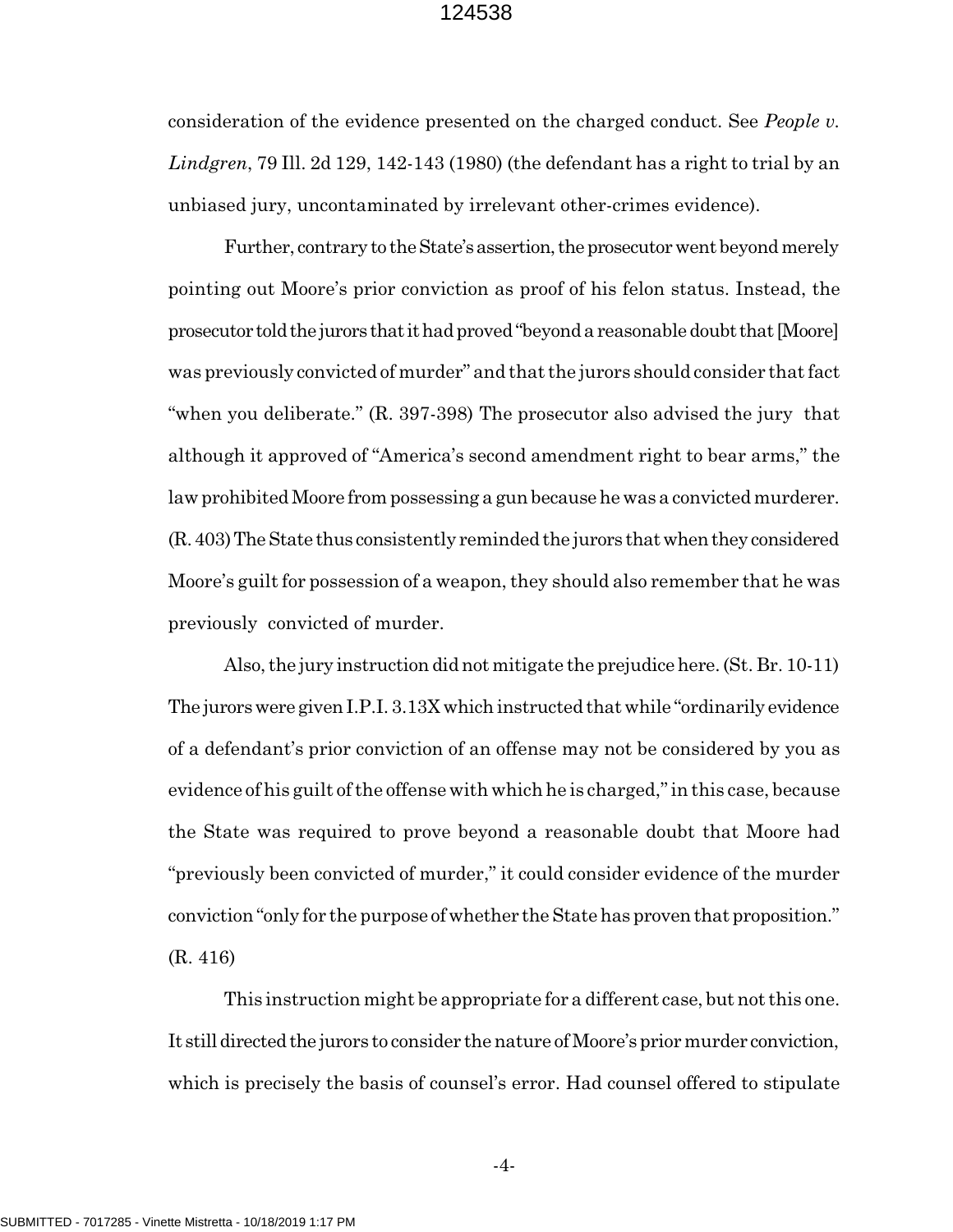consideration of the evidence presented on the charged conduct. See *People v. Lindgren*, 79 Ill. 2d 129, 142-143 (1980) (the defendant has a right to trial by an unbiased jury, uncontaminated by irrelevant other-crimes evidence).

Further, contrary to the State's assertion, the prosecutor went beyond merely pointing out Moore's prior conviction as proof of his felon status. Instead, the prosecutor told the jurors that it had proved "beyond a reasonable doubt that [Moore] was previously convicted of murder" and that the jurors should consider that fact "when you deliberate." (R. 397-398) The prosecutor also advised the jury that although it approved of "America's second amendment right to bear arms," the law prohibited Moore from possessing a gun because he was a convicted murderer. (R. 403) The State thus consistently reminded the jurors that when they considered Moore's guilt for possession of a weapon, they should also remember that he was previously convicted of murder.

Also, the jury instruction did not mitigate the prejudice here. (St. Br. 10-11) The jurors were given I.P.I. 3.13X which instructed that while "ordinarily evidence of a defendant's prior conviction of an offense may not be considered by you as evidence of his guilt of the offense with which he is charged," in this case, because the State was required to prove beyond a reasonable doubt that Moore had "previously been convicted of murder," it could consider evidence of the murder conviction "only for the purpose of whether the State has proven that proposition." (R. 416)

This instruction might be appropriate for a different case, but not this one. It still directed the jurors to consider the nature of Moore's prior murder conviction, which is precisely the basis of counsel's error. Had counsel offered to stipulate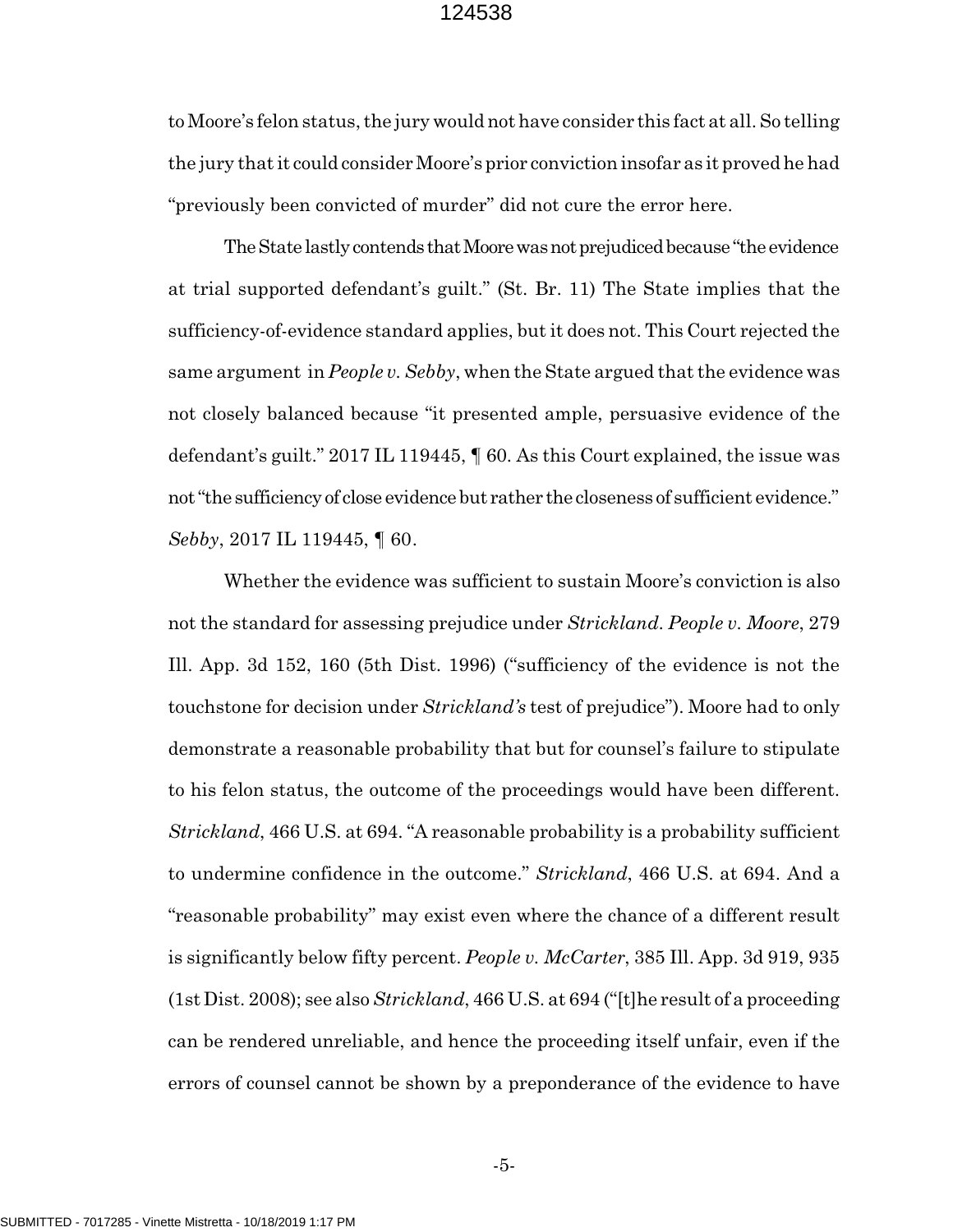to Moore's felon status, the jury would not have consider this fact at all. So telling the jury that it could consider Moore's prior conviction insofar as it proved he had "previously been convicted of murder" did not cure the error here.

The State lastly contends that Moore was not prejudiced because "the evidence at trial supported defendant's guilt." (St. Br. 11) The State implies that the sufficiency-of-evidence standard applies, but it does not. This Court rejected the same argument in *People v. Sebby*, when the State argued that the evidence was not closely balanced because "it presented ample, persuasive evidence of the defendant's guilt." 2017 IL 119445, ¶ 60. As this Court explained, the issue was not "the sufficiency of close evidence but rather the closeness of sufficient evidence." *Sebby*, 2017 IL 119445, ¶ 60.

Whether the evidence was sufficient to sustain Moore's conviction is also not the standard for assessing prejudice under *Strickland*. *People v. Moore*, 279 Ill. App. 3d 152, 160 (5th Dist. 1996) ("sufficiency of the evidence is not the touchstone for decision under *Strickland's* test of prejudice"). Moore had to only demonstrate a reasonable probability that but for counsel's failure to stipulate to his felon status, the outcome of the proceedings would have been different. *Strickland*, 466 U.S. at 694. "A reasonable probability is a probability sufficient to undermine confidence in the outcome." *Strickland*, 466 U.S. at 694. And a "reasonable probability" may exist even where the chance of a different result is significantly below fifty percent. *People v. McCarter*, 385 Ill. App. 3d 919, 935 (1st Dist. 2008); see also *Strickland*, 466 U.S. at 694 ("[t]he result of a proceeding can be rendered unreliable, and hence the proceeding itself unfair, even if the errors of counsel cannot be shown by a preponderance of the evidence to have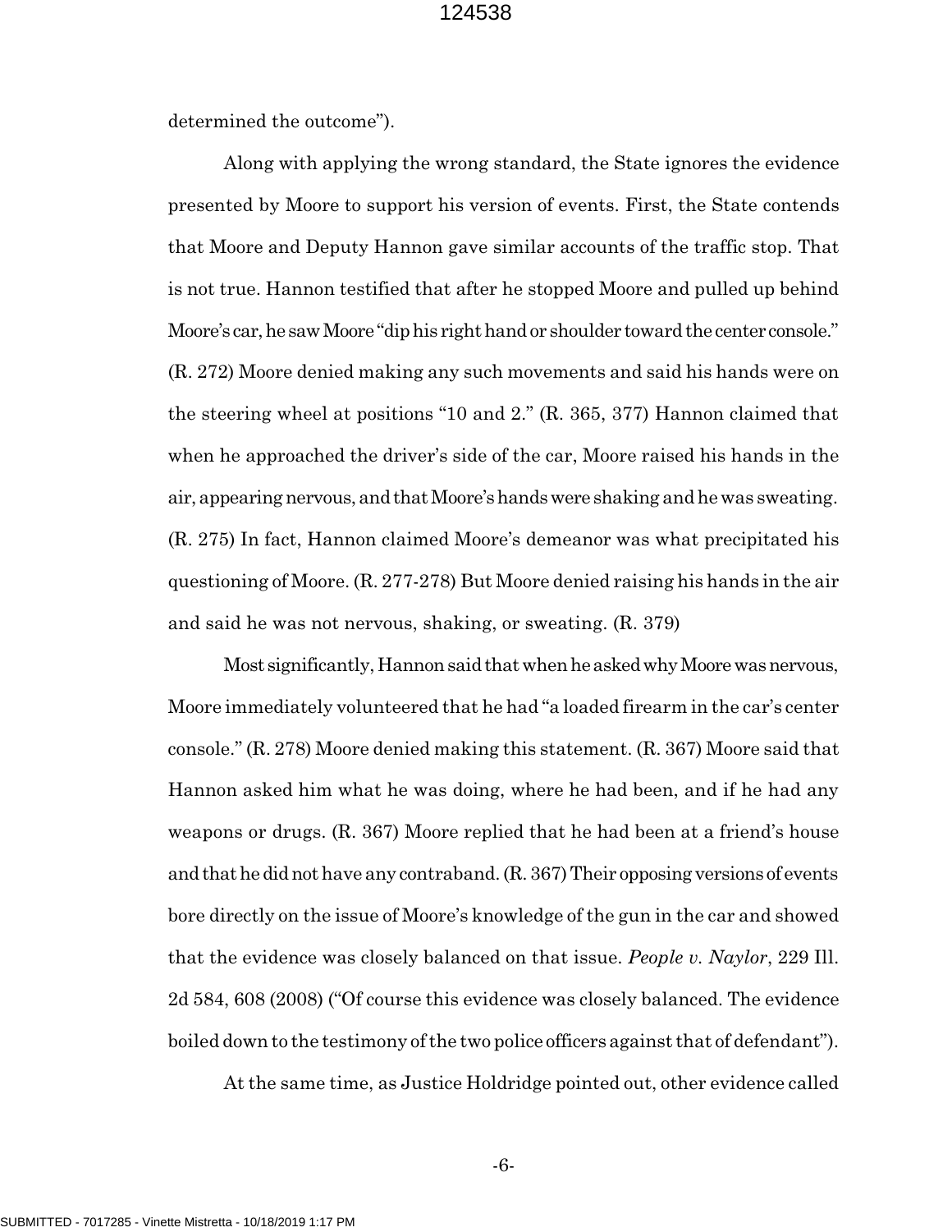determined the outcome").

Along with applying the wrong standard, the State ignores the evidence presented by Moore to support his version of events. First, the State contends that Moore and Deputy Hannon gave similar accounts of the traffic stop. That is not true. Hannon testified that after he stopped Moore and pulled up behind Moore's car, he saw Moore "dip his right hand or shoulder toward the center console." (R. 272) Moore denied making any such movements and said his hands were on the steering wheel at positions "10 and 2." (R. 365, 377) Hannon claimed that when he approached the driver's side of the car, Moore raised his hands in the air, appearing nervous, and that Moore's hands were shaking and he was sweating. (R. 275) In fact, Hannon claimed Moore's demeanor was what precipitated his questioning of Moore. (R. 277-278) But Moore denied raising his hands in the air and said he was not nervous, shaking, or sweating. (R. 379)

Most significantly, Hannon said that when he asked why Moore was nervous, Moore immediately volunteered that he had "a loaded firearm in the car's center console." (R. 278) Moore denied making this statement. (R. 367) Moore said that Hannon asked him what he was doing, where he had been, and if he had any weapons or drugs. (R. 367) Moore replied that he had been at a friend's house and that he did not have any contraband. (R. 367) Their opposing versions of events bore directly on the issue of Moore's knowledge of the gun in the car and showed that the evidence was closely balanced on that issue. *People v. Naylor*, 229 Ill. 2d 584, 608 (2008) ("Of course this evidence was closely balanced. The evidence boiled down to the testimony of the two police officers against that of defendant").

At the same time, as Justice Holdridge pointed out, other evidence called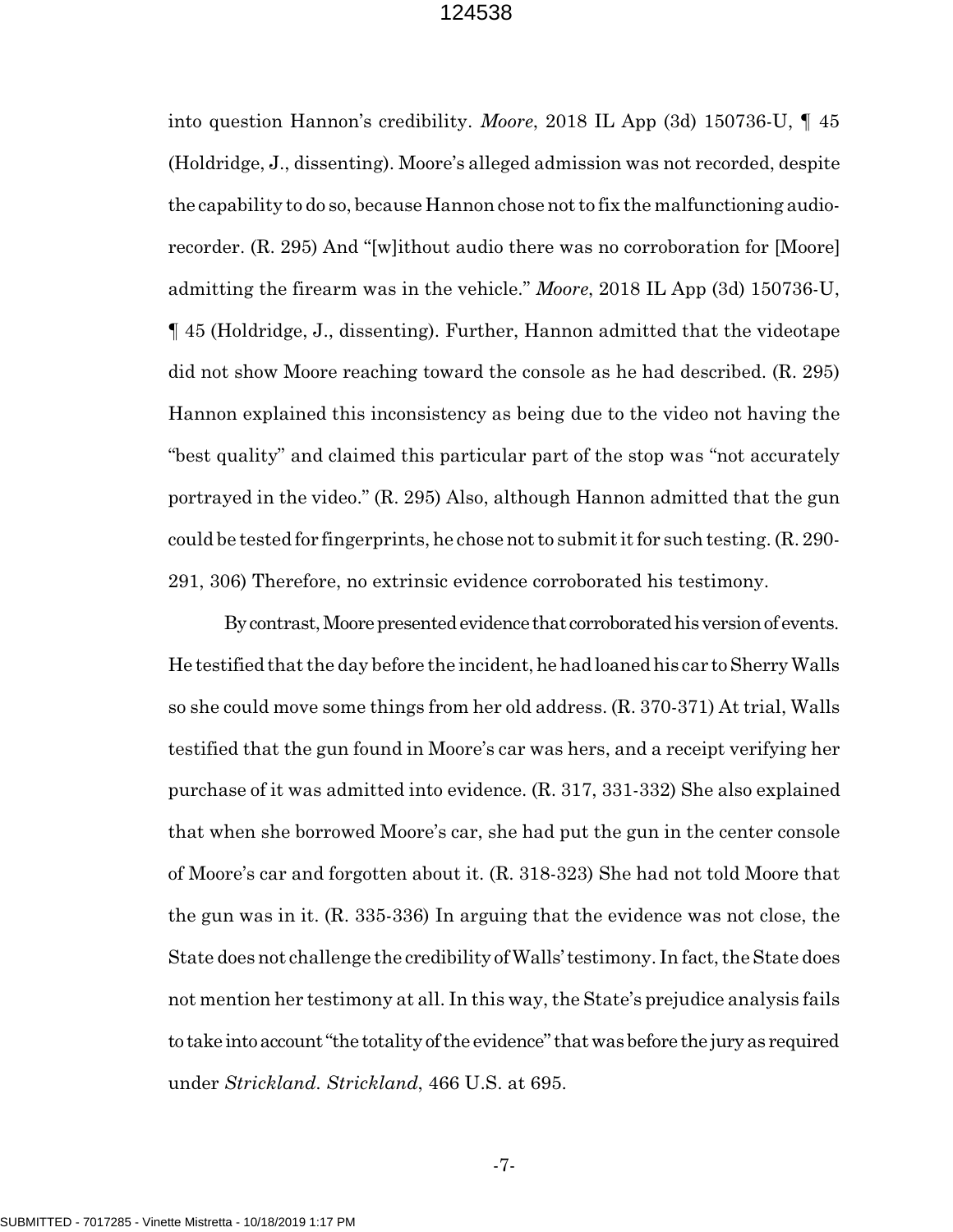into question Hannon's credibility. *Moore*, 2018 IL App (3d) 150736-U, ¶ 45 (Holdridge, J., dissenting). Moore's alleged admission was not recorded, despite the capability to do so, because Hannon chose not to fix the malfunctioning audio-recorder. (R. 295) And "[w]ithout audio there was no corroboration for [Moore] admitting the firearm was in the vehicle." *Moore*, 2018 IL App (3d) 150736-U, ¶ 45 (Holdridge, J., dissenting). Further, Hannon admitted that the videotape did not show Moore reaching toward the console as he had described. (R. 295) Hannon explained this inconsistency as being due to the video not having the "best quality" and claimed this particular part of the stop was "not accurately portrayed in the video." (R. 295) Also, although Hannon admitted that the gun could be tested for fingerprints, he chose not to submit it for such testing. (R. 290-291, 306) Therefore, no extrinsic evidence corroborated his testimony.

By contrast, Moore presented evidence that corroborated his version of events. He testified that the day before the incident, he had loaned his car to Sherry Walls so she could move some things from her old address. (R. 370-371) At trial, Walls testified that the gun found in Moore's car was hers, and a receipt verifying her purchase of it was admitted into evidence. (R. 317, 331-332) She also explained that when she borrowed Moore's car, she had put the gun in the center console of Moore's car and forgotten about it. (R. 318-323) She had not told Moore that the gun was in it. (R. 335-336) In arguing that the evidence was not close, the State does not challenge the credibility of Walls' testimony. In fact, the State does not mention her testimony at all. In this way, the State's prejudice analysis fails to take into account "the totality of the evidence" that was before the jury as required under *Strickland*. *Strickland*, 466 U.S. at 695.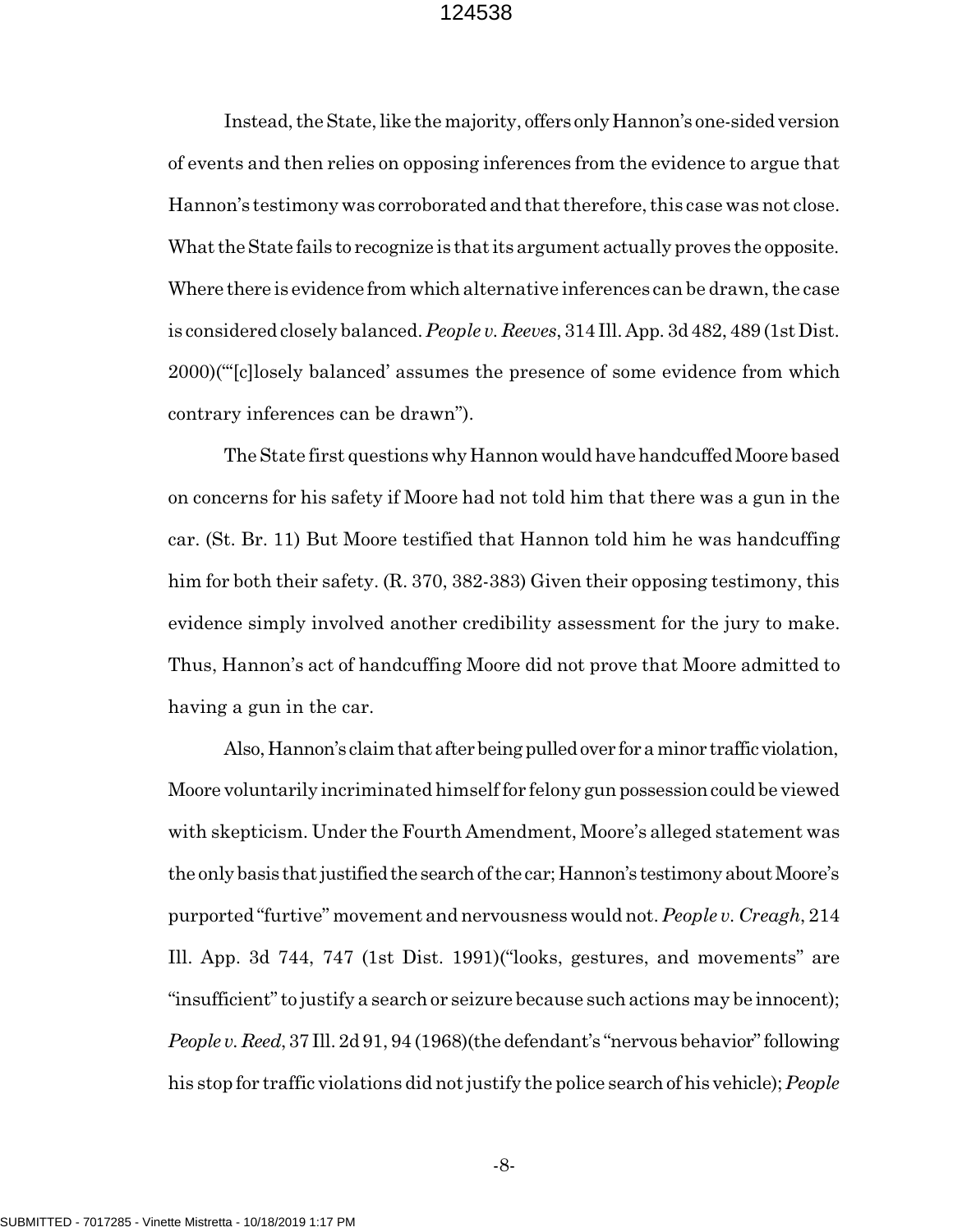Instead, the State, like the majority, offers only Hannon's one-sided version of events and then relies on opposing inferences from the evidence to argue that Hannon's testimony was corroborated and that therefore, this case was not close. What the State fails to recognize is that its argument actually proves the opposite. Where there is evidence from which alternative inferences can be drawn, the case is considered closely balanced. *People v. Reeves*, 314 Ill. App. 3d 482, 489 (1st Dist. 2000)("'[c]losely balanced' assumes the presence of some evidence from which contrary inferences can be drawn").

The State first questions why Hannon would have handcuffed Moore based on concerns for his safety if Moore had not told him that there was a gun in the car. (St. Br. 11) But Moore testified that Hannon told him he was handcuffing him for both their safety. (R. 370, 382-383) Given their opposing testimony, this evidence simply involved another credibility assessment for the jury to make. Thus, Hannon's act of handcuffing Moore did not prove that Moore admitted to having a gun in the car.

Also, Hannon's claim that after being pulled over for a minor traffic violation, Moore voluntarily incriminated himself for felony gun possession could be viewed with skepticism. Under the Fourth Amendment, Moore's alleged statement was the only basis that justified the search of the car; Hannon's testimony about Moore's purported "furtive" movement and nervousness would not. *People v. Creagh*, 214 Ill. App. 3d 744, 747 (1st Dist. 1991)("looks, gestures, and movements" are "insufficient" to justify a search or seizure because such actions may be innocent); *People v. Reed*, 37 Ill. 2d 91, 94 (1968)(the defendant's "nervous behavior" following his stop for traffic violations did not justify the police search of his vehicle); *People*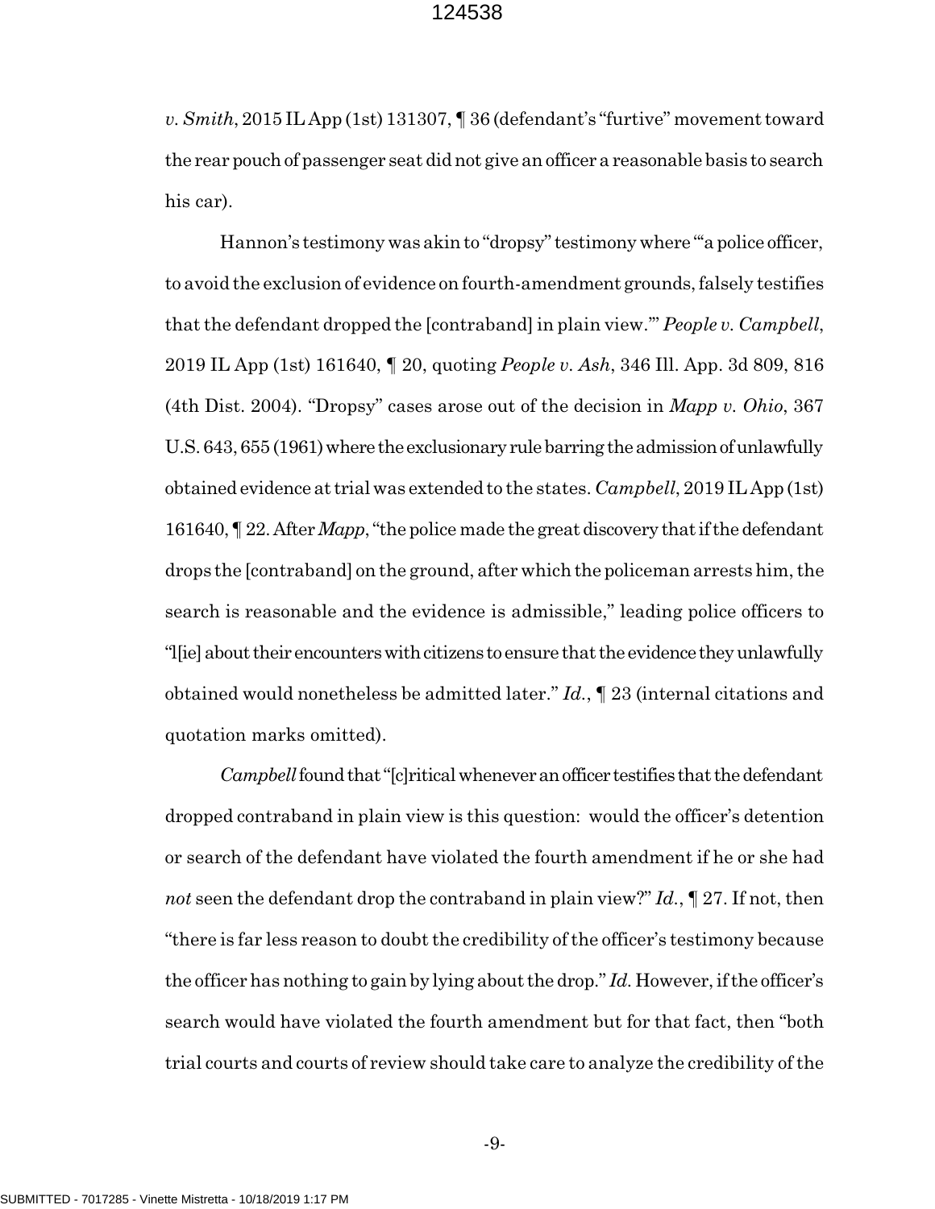*v. Smith*, 2015 IL App (1st) 131307, ¶ 36 (defendant's "furtive" movement toward the rear pouch of passenger seat did not give an officer a reasonable basis to search his car).

Hannon's testimony was akin to "dropsy" testimony where "'a police officer, to avoid the exclusion of evidence on fourth-amendment grounds, falsely testifies that the defendant dropped the [contraband] in plain view.'" *People v. Campbell*, 2019 IL App (1st) 161640, ¶ 20, quoting *People v. Ash*, 346 Ill. App. 3d 809, 816 (4th Dist. 2004). "Dropsy" cases arose out of the decision in *Mapp v. Ohio*, 367 U.S. 643, 655 (1961) where the exclusionary rule barring the admission of unlawfully obtained evidence at trial was extended to the states. *Campbell*, 2019 IL App (1st) 161640, ¶ 22. After *Mapp*, "the police made the great discovery that if the defendant drops the [contraband] on the ground, after which the policeman arrests him, the search is reasonable and the evidence is admissible," leading police officers to "l[ie] about their encounters with citizens to ensure that the evidence they unlawfully obtained would nonetheless be admitted later." *Id.*, ¶ 23 (internal citations and quotation marks omitted).

*Campbell* found that "[c]ritical whenever an officer testifies that the defendant dropped contraband in plain view is this question: would the officer's detention or search of the defendant have violated the fourth amendment if he or she had *not* seen the defendant drop the contraband in plain view?" *Id.*, ¶ 27. If not, then "there is far less reason to doubt the credibility of the officer's testimony because the officer has nothing to gain by lying about the drop." *Id.* However, if the officer's search would have violated the fourth amendment but for that fact, then "both trial courts and courts of review should take care to analyze the credibility of the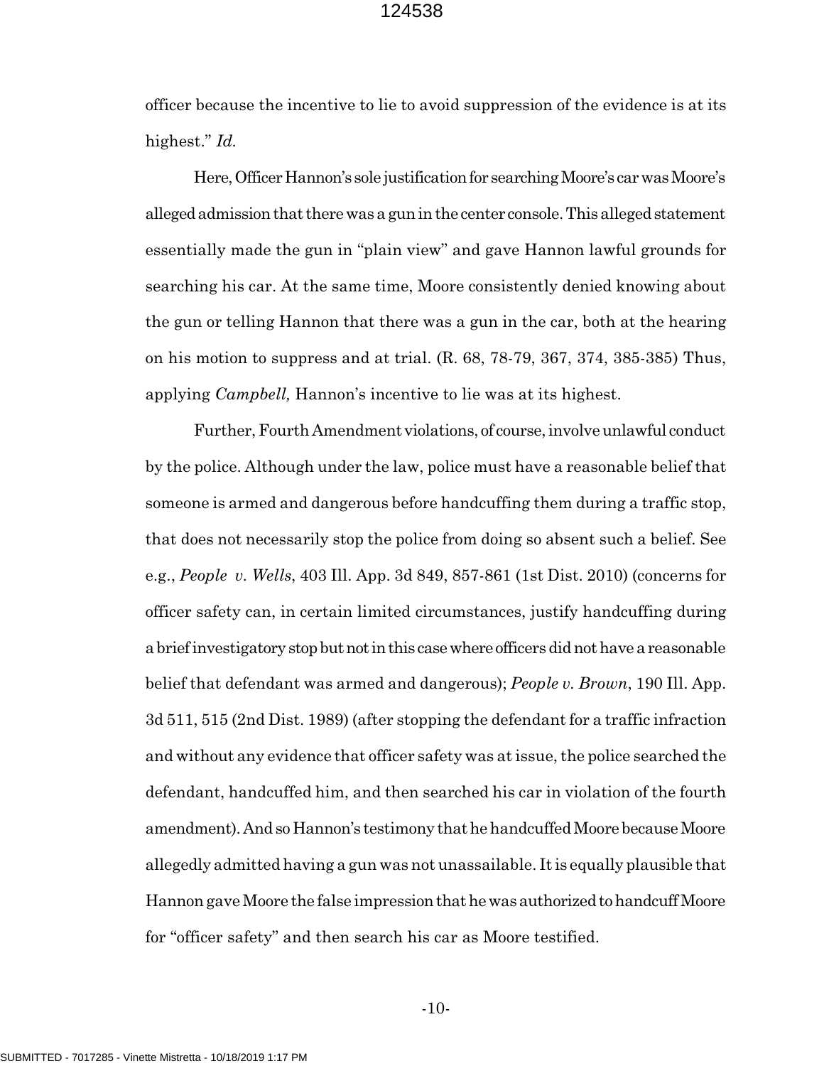officer because the incentive to lie to avoid suppression of the evidence is at its highest." *Id.*

Here, Officer Hannon's sole justification for searching Moore's car was Moore's alleged admission that there was a gun in the center console. This alleged statement essentially made the gun in "plain view" and gave Hannon lawful grounds for searching his car. At the same time, Moore consistently denied knowing about the gun or telling Hannon that there was a gun in the car, both at the hearing on his motion to suppress and at trial. (R. 68, 78-79, 367, 374, 385-385) Thus, applying *Campbell,* Hannon's incentive to lie was at its highest.

Further, Fourth Amendment violations, of course, involve unlawful conduct by the police. Although under the law, police must have a reasonable belief that someone is armed and dangerous before handcuffing them during a traffic stop, that does not necessarily stop the police from doing so absent such a belief. See e.g., *People v. Wells*, 403 Ill. App. 3d 849, 857-861 (1st Dist. 2010) (concerns for officer safety can, in certain limited circumstances, justify handcuffing during a brief investigatory stop but not in this case where officers did not have a reasonable belief that defendant was armed and dangerous); *People v. Brown*, 190 Ill. App. 3d 511, 515 (2nd Dist. 1989) (after stopping the defendant for a traffic infraction and without any evidence that officer safety was at issue, the police searched the defendant, handcuffed him, and then searched his car in violation of the fourth amendment). And so Hannon's testimony that he handcuffed Moore because Moore allegedly admitted having a gun was not unassailable. It is equally plausible that Hannon gave Moore the false impression that he was authorized to handcuff Moore for "officer safety" and then search his car as Moore testified.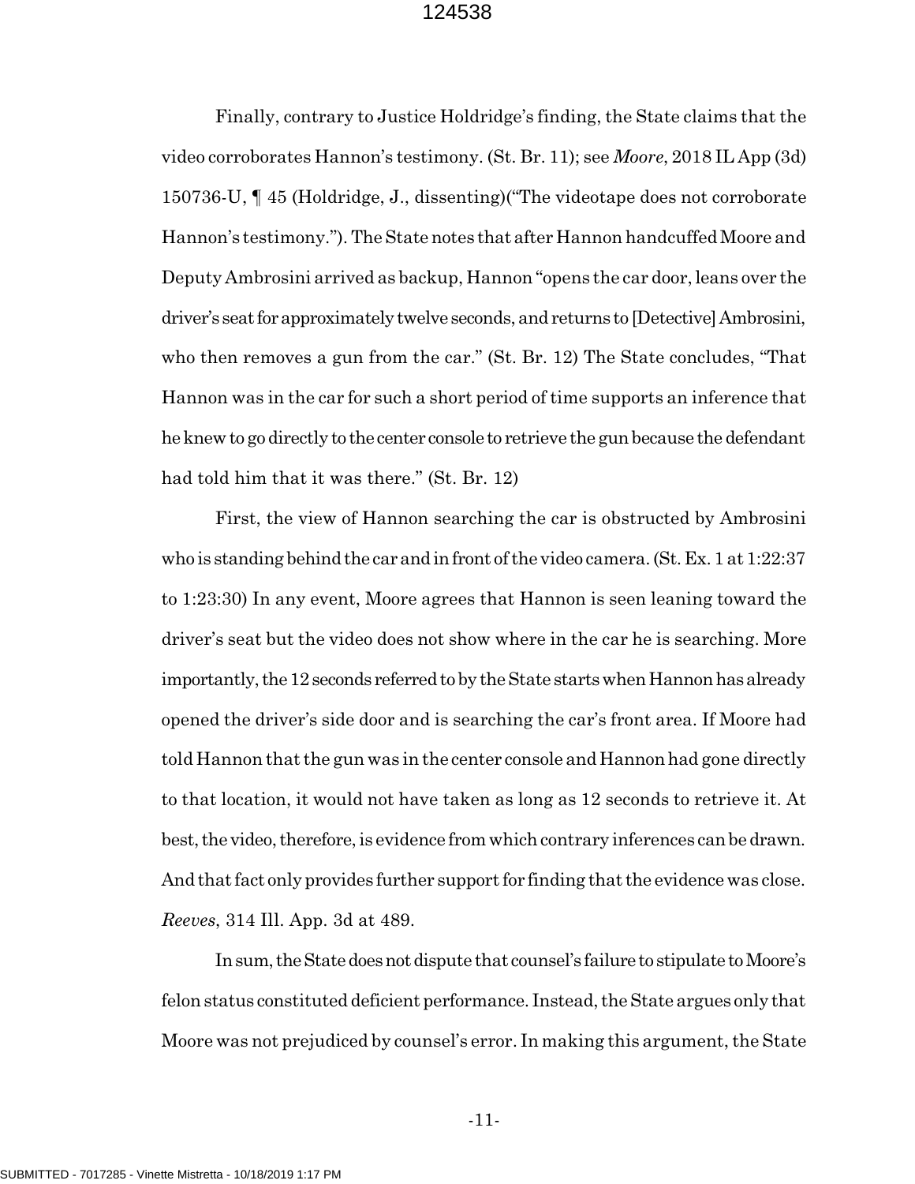Finally, contrary to Justice Holdridge's finding, the State claims that the video corroborates Hannon's testimony. (St. Br. 11); see *Moore*, 2018 IL App (3d) 150736-U, ¶ 45 (Holdridge, J., dissenting)("The videotape does not corroborate Hannon's testimony."). The State notes that after Hannon handcuffed Moore and Deputy Ambrosini arrived as backup, Hannon "opens the car door, leans over the driver's seat for approximately twelve seconds, and returns to [Detective] Ambrosini, who then removes a gun from the car." (St. Br. 12) The State concludes, "That Hannon was in the car for such a short period of time supports an inference that he knew to go directly to the center console to retrieve the gun because the defendant had told him that it was there." (St. Br. 12)

First, the view of Hannon searching the car is obstructed by Ambrosini who is standing behind the car and in front of the video camera. (St. Ex. 1 at 1:22:37 to 1:23:30) In any event, Moore agrees that Hannon is seen leaning toward the driver's seat but the video does not show where in the car he is searching. More importantly, the 12 seconds referred to by the State starts when Hannon has already opened the driver's side door and is searching the car's front area. If Moore had told Hannon that the gun was in the center console and Hannon had gone directly to that location, it would not have taken as long as 12 seconds to retrieve it. At best, the video, therefore, is evidence from which contrary inferences can be drawn. And that fact only provides further support for finding that the evidence was close. *Reeves*, 314 Ill. App. 3d at 489.

In sum, the State does not dispute that counsel's failure to stipulate to Moore's felon status constituted deficient performance. Instead, the State argues only that Moore was not prejudiced by counsel's error. In making this argument, the State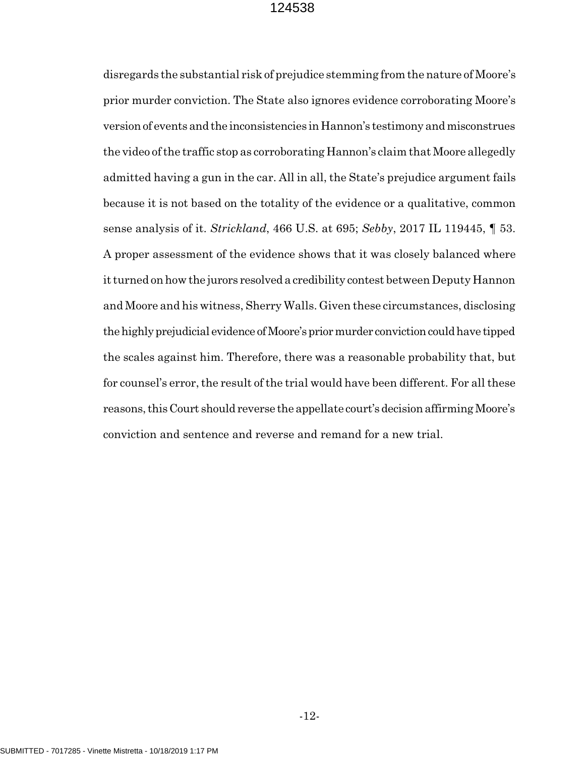disregards the substantial risk of prejudice stemming from the nature of Moore's prior murder conviction. The State also ignores evidence corroborating Moore's version of events and the inconsistencies in Hannon's testimony and misconstrues the video of the traffic stop as corroborating Hannon's claim that Moore allegedly admitted having a gun in the car. All in all, the State's prejudice argument fails because it is not based on the totality of the evidence or a qualitative, common sense analysis of it. *Strickland*, 466 U.S. at 695; *Sebby*, 2017 IL 119445, ¶ 53. A proper assessment of the evidence shows that it was closely balanced where it turned on how the jurors resolved a credibility contest between Deputy Hannon and Moore and his witness, Sherry Walls. Given these circumstances, disclosing the highly prejudicial evidence of Moore's prior murder conviction could have tipped the scales against him. Therefore, there was a reasonable probability that, but for counsel's error, the result of the trial would have been different. For all these reasons, this Court should reverse the appellate court's decision affirming Moore's conviction and sentence and reverse and remand for a new trial.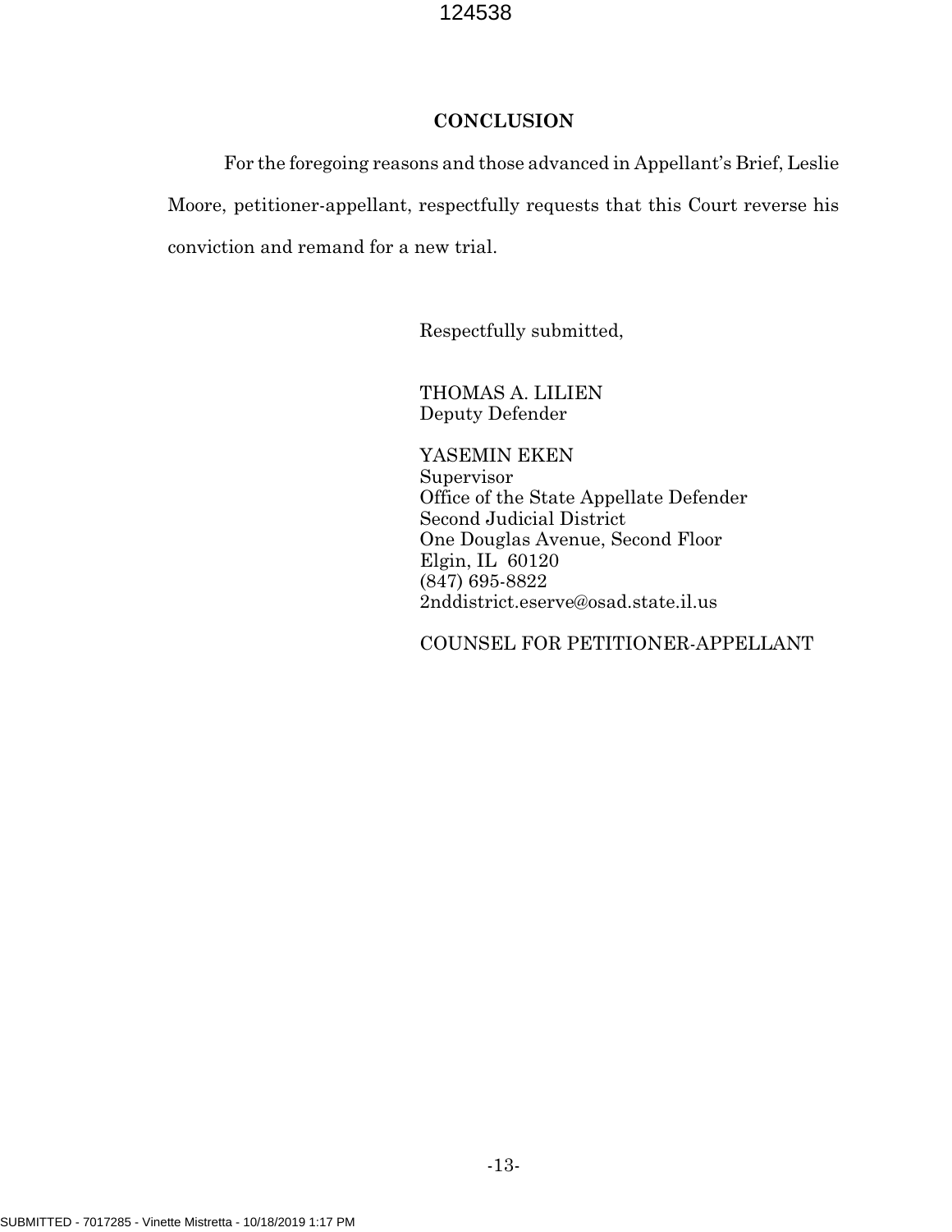## CONCLUSION

For the foregoing reasons and those advanced in Appellant's Brief, Leslie Moore, petitioner-appellant, respectfully requests that this Court reverse his conviction and remand for a new trial.

Respectfully submitted,

THOMAS A. LILIEN
Deputy Defender

YASEMIN EKEN
Supervisor
Office of the State Appellate Defender
Second Judicial District
One Douglas Avenue, Second Floor
Elgin, IL 60120
(847) 695-8822
2nddistrict.eserve@osad.state.il.us

COUNSEL FOR PETITIONER-APPELLANT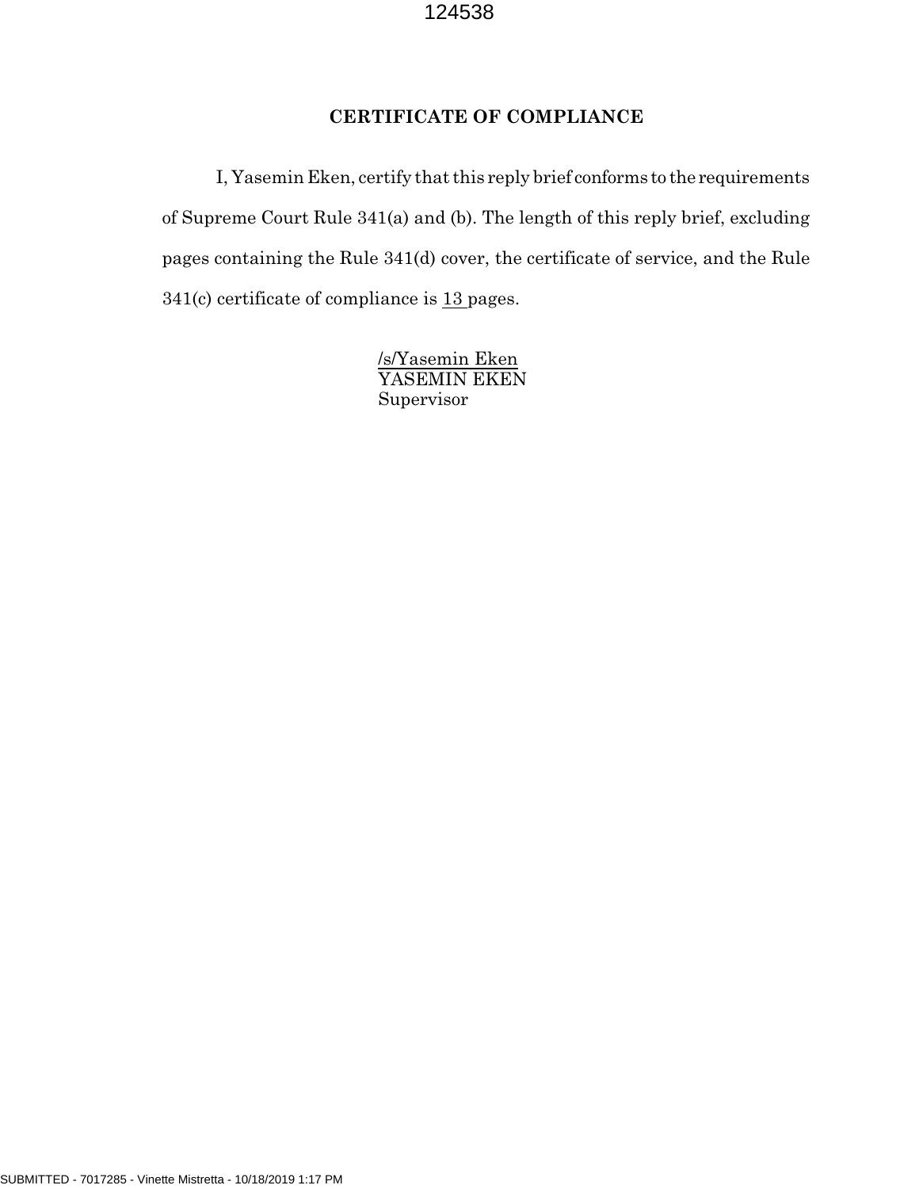**CERTIFICATE OF COMPLIANCE**

I, Yasemin Eken, certify that this reply brief conforms to the requirements of Supreme Court Rule 341(a) and (b). The length of this reply brief, excluding pages containing the Rule 341(d) cover, the certificate of service, and the Rule 341(c) certificate of compliance is 13 pages.

/s/Yasemin Eken
YASEMIN EKEN
Supervisor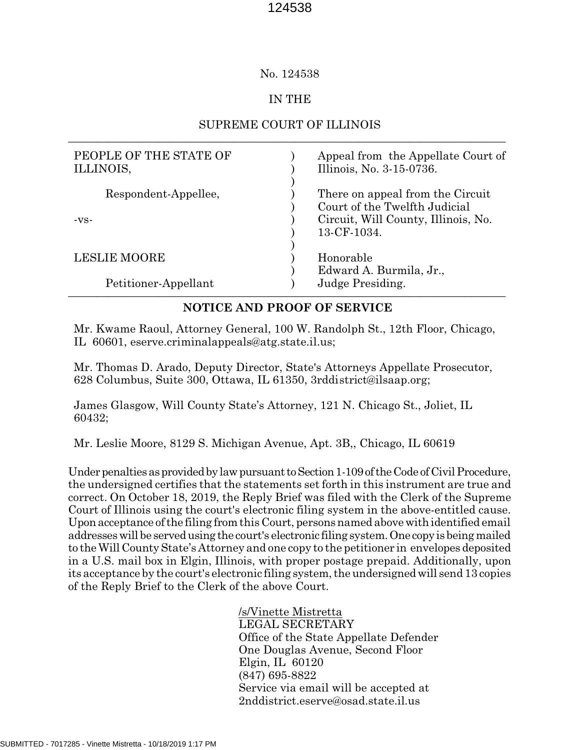No. 124538

IN THE

SUPREME COURT OF ILLINOIS

| | | |
|---|---|---|
| PEOPLE OF THE STATE OF ILLINOIS, | ) | Appeal from the Appellate Court of Illinois, No. 3-15-0736. |
| Respondent-Appellee, | ) | There on appeal from the Circuit Court of the Twelfth Judicial Circuit, Will County, Illinois, No. 13-CF-1034. |
| -vs- | ) | |
| LESLIE MOORE | ) | Honorable Edward A. Burmila, Jr., |
| Petitioner-Appellant | ) | Judge Presiding. |

**NOTICE AND PROOF OF SERVICE**

Mr. Kwame Raoul, Attorney General, 100 W. Randolph St., 12th Floor, Chicago, IL 60601, eserve.criminalappeals@atg.state.il.us;

Mr. Thomas D. Arado, Deputy Director, State's Attorneys Appellate Prosecutor, 628 Columbus, Suite 300, Ottawa, IL 61350, 3rddistrict@ilsaap.org;

James Glasgow, Will County State's Attorney, 121 N. Chicago St., Joliet, IL 60432;

Mr. Leslie Moore, 8129 S. Michigan Avenue, Apt. 3B,, Chicago, IL 60619

Under penalties as provided by law pursuant to Section 1-109 of the Code of Civil Procedure, the undersigned certifies that the statements set forth in this instrument are true and correct. On October 18, 2019, the Reply Brief was filed with the Clerk of the Supreme Court of Illinois using the court's electronic filing system in the above-entitled cause. Upon acceptance of the filing from this Court, persons named above with identified email addresses will be served using the court's electronic filing system. One copy is being mailed to the Will County State's Attorney and one copy to the petitioner in envelopes deposited in a U.S. mail box in Elgin, Illinois, with proper postage prepaid. Additionally, upon its acceptance by the court's electronic filing system, the undersigned will send 13 copies of the Reply Brief to the Clerk of the above Court.

/s/Vinette Mistretta
LEGAL SECRETARY
Office of the State Appellate Defender
One Douglas Avenue, Second Floor
Elgin, IL 60120
(847) 695-8822
Service via email will be accepted at
2nddistrict.eserve@osad.state.il.us